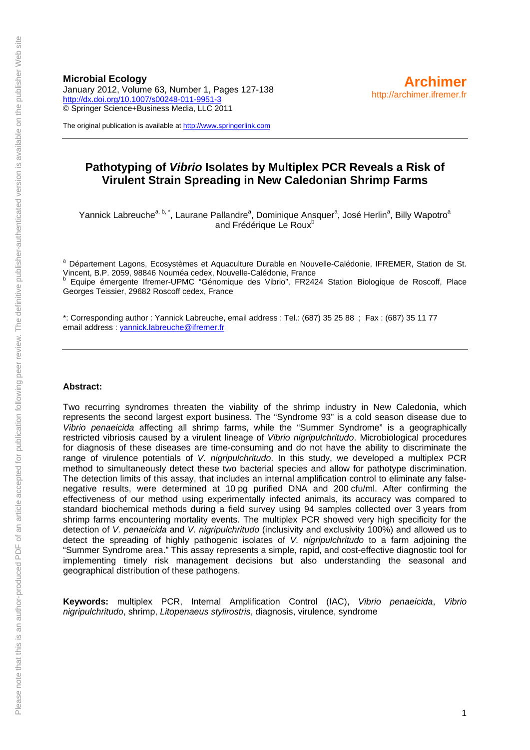**Microbial Ecology**
January 2012, Volume 63, Number 1, Pages 127-138
http://dx.doi.org/10.1007/s00248-011-9951-3
© Springer Science+Business Media, LLC 2011

**Archimer**
http://archimer.ifremer.fr

The original publication is available at http://www.springerlink.com

# Pathotyping of *Vibrio* Isolates by Multiplex PCR Reveals a Risk of Virulent Strain Spreading in New Caledonian Shrimp Farms

Yannick Labreuche[a, b, *], Laurane Pallandre[a], Dominique Ansquer[a], José Herlin[a], Billy Wapotro[a] and Frédérique Le Roux[b]

[a] Département Lagons, Ecosystèmes et Aquaculture Durable en Nouvelle-Calédonie, IFREMER, Station de St. Vincent, B.P. 2059, 98846 Nouméa cedex, Nouvelle-Calédonie, France
[b] Equipe émergente Ifremer-UPMC "Génomique des Vibrio", FR2424 Station Biologique de Roscoff, Place Georges Teissier, 29682 Roscoff cedex, France

*: Corresponding author : Yannick Labreuche, email address : Tel.: (687) 35 25 88 ; Fax : (687) 35 11 77
email address : yannick.labreuche@ifremer.fr

**Abstract:**

Two recurring syndromes threaten the viability of the shrimp industry in New Caledonia, which represents the second largest export business. The "Syndrome 93" is a cold season disease due to *Vibrio penaeicida* affecting all shrimp farms, while the "Summer Syndrome" is a geographically restricted vibriosis caused by a virulent lineage of *Vibrio nigripulchritudo*. Microbiological procedures for diagnosis of these diseases are time-consuming and do not have the ability to discriminate the range of virulence potentials of *V. nigripulchritudo*. In this study, we developed a multiplex PCR method to simultaneously detect these two bacterial species and allow for pathotype discrimination. The detection limits of this assay, that includes an internal amplification control to eliminate any false-negative results, were determined at 10 pg purified DNA and 200 cfu/ml. After confirming the effectiveness of our method using experimentally infected animals, its accuracy was compared to standard biochemical methods during a field survey using 94 samples collected over 3 years from shrimp farms encountering mortality events. The multiplex PCR showed very high specificity for the detection of *V. penaeicida* and *V. nigripulchritudo* (inclusivity and exclusivity 100%) and allowed us to detect the spreading of highly pathogenic isolates of *V. nigripulchritudo* to a farm adjoining the "Summer Syndrome area." This assay represents a simple, rapid, and cost-effective diagnostic tool for implementing timely risk management decisions but also understanding the seasonal and geographical distribution of these pathogens.

**Keywords:** multiplex PCR, Internal Amplification Control (IAC), *Vibrio penaeicida*, *Vibrio nigripulchritudo*, shrimp, *Litopenaeus stylirostris*, diagnosis, virulence, syndrome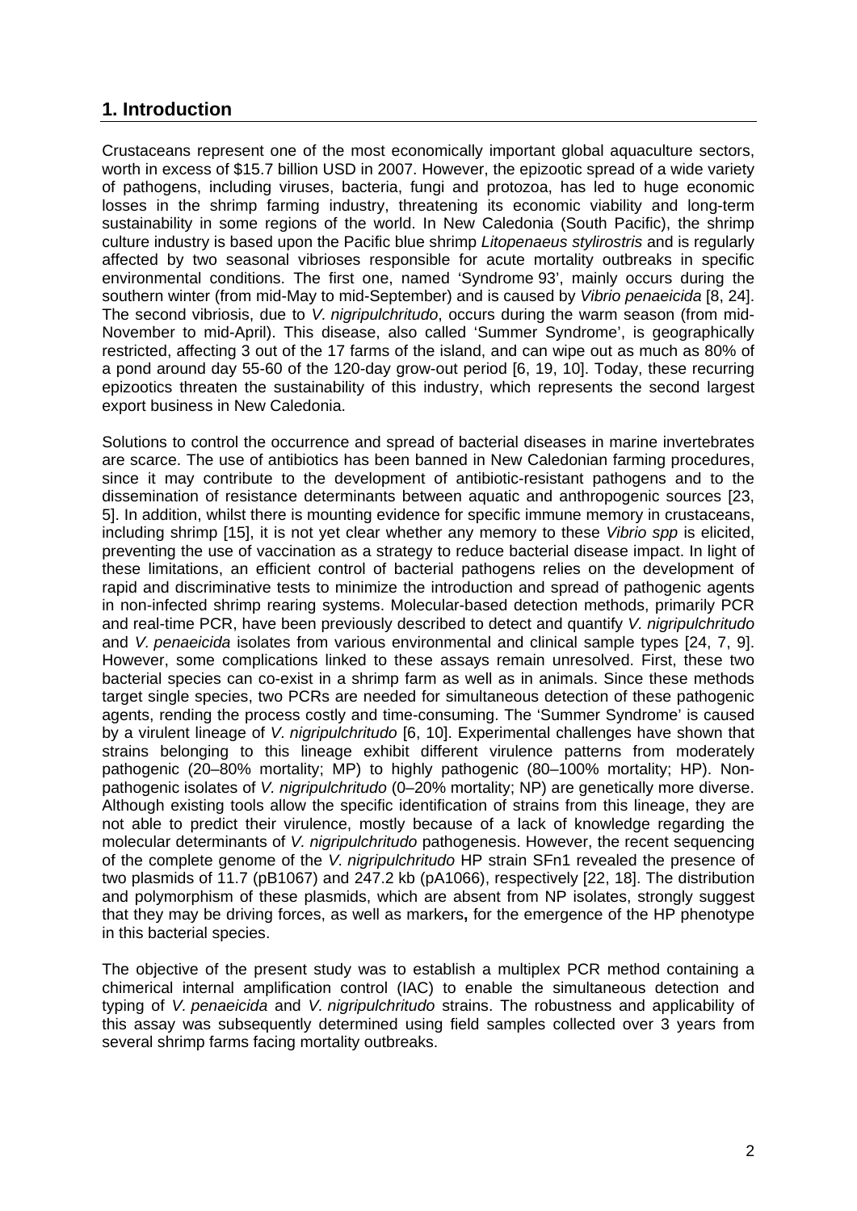## 1. Introduction

Crustaceans represent one of the most economically important global aquaculture sectors, worth in excess of $15.7 billion USD in 2007. However, the epizootic spread of a wide variety of pathogens, including viruses, bacteria, fungi and protozoa, has led to huge economic losses in the shrimp farming industry, threatening its economic viability and long-term sustainability in some regions of the world. In New Caledonia (South Pacific), the shrimp culture industry is based upon the Pacific blue shrimp *Litopenaeus stylirostris* and is regularly affected by two seasonal vibrioses responsible for acute mortality outbreaks in specific environmental conditions. The first one, named 'Syndrome 93', mainly occurs during the southern winter (from mid-May to mid-September) and is caused by *Vibrio penaeicida* [8, 24]. The second vibriosis, due to *V. nigripulchritudo*, occurs during the warm season (from mid-November to mid-April). This disease, also called 'Summer Syndrome', is geographically restricted, affecting 3 out of the 17 farms of the island, and can wipe out as much as 80% of a pond around day 55-60 of the 120-day grow-out period [6, 19, 10]. Today, these recurring epizootics threaten the sustainability of this industry, which represents the second largest export business in New Caledonia.

Solutions to control the occurrence and spread of bacterial diseases in marine invertebrates are scarce. The use of antibiotics has been banned in New Caledonian farming procedures, since it may contribute to the development of antibiotic-resistant pathogens and to the dissemination of resistance determinants between aquatic and anthropogenic sources [23, 5]. In addition, whilst there is mounting evidence for specific immune memory in crustaceans, including shrimp [15], it is not yet clear whether any memory to these *Vibrio spp* is elicited, preventing the use of vaccination as a strategy to reduce bacterial disease impact. In light of these limitations, an efficient control of bacterial pathogens relies on the development of rapid and discriminative tests to minimize the introduction and spread of pathogenic agents in non-infected shrimp rearing systems. Molecular-based detection methods, primarily PCR and real-time PCR, have been previously described to detect and quantify *V. nigripulchritudo* and *V. penaeicida* isolates from various environmental and clinical sample types [24, 7, 9]. However, some complications linked to these assays remain unresolved. First, these two bacterial species can co-exist in a shrimp farm as well as in animals. Since these methods target single species, two PCRs are needed for simultaneous detection of these pathogenic agents, rending the process costly and time-consuming. The 'Summer Syndrome' is caused by a virulent lineage of *V. nigripulchritudo* [6, 10]. Experimental challenges have shown that strains belonging to this lineage exhibit different virulence patterns from moderately pathogenic (20–80% mortality; MP) to highly pathogenic (80–100% mortality; HP). Non-pathogenic isolates of *V. nigripulchritudo* (0–20% mortality; NP) are genetically more diverse. Although existing tools allow the specific identification of strains from this lineage, they are not able to predict their virulence, mostly because of a lack of knowledge regarding the molecular determinants of *V. nigripulchritudo* pathogenesis. However, the recent sequencing of the complete genome of the *V. nigripulchritudo* HP strain SFn1 revealed the presence of two plasmids of 11.7 (pB1067) and 247.2 kb (pA1066), respectively [22, 18]. The distribution and polymorphism of these plasmids, which are absent from NP isolates, strongly suggest that they may be driving forces, as well as markers**,** for the emergence of the HP phenotype in this bacterial species.

The objective of the present study was to establish a multiplex PCR method containing a chimerical internal amplification control (IAC) to enable the simultaneous detection and typing of *V. penaeicida* and *V. nigripulchritudo* strains. The robustness and applicability of this assay was subsequently determined using field samples collected over 3 years from several shrimp farms facing mortality outbreaks.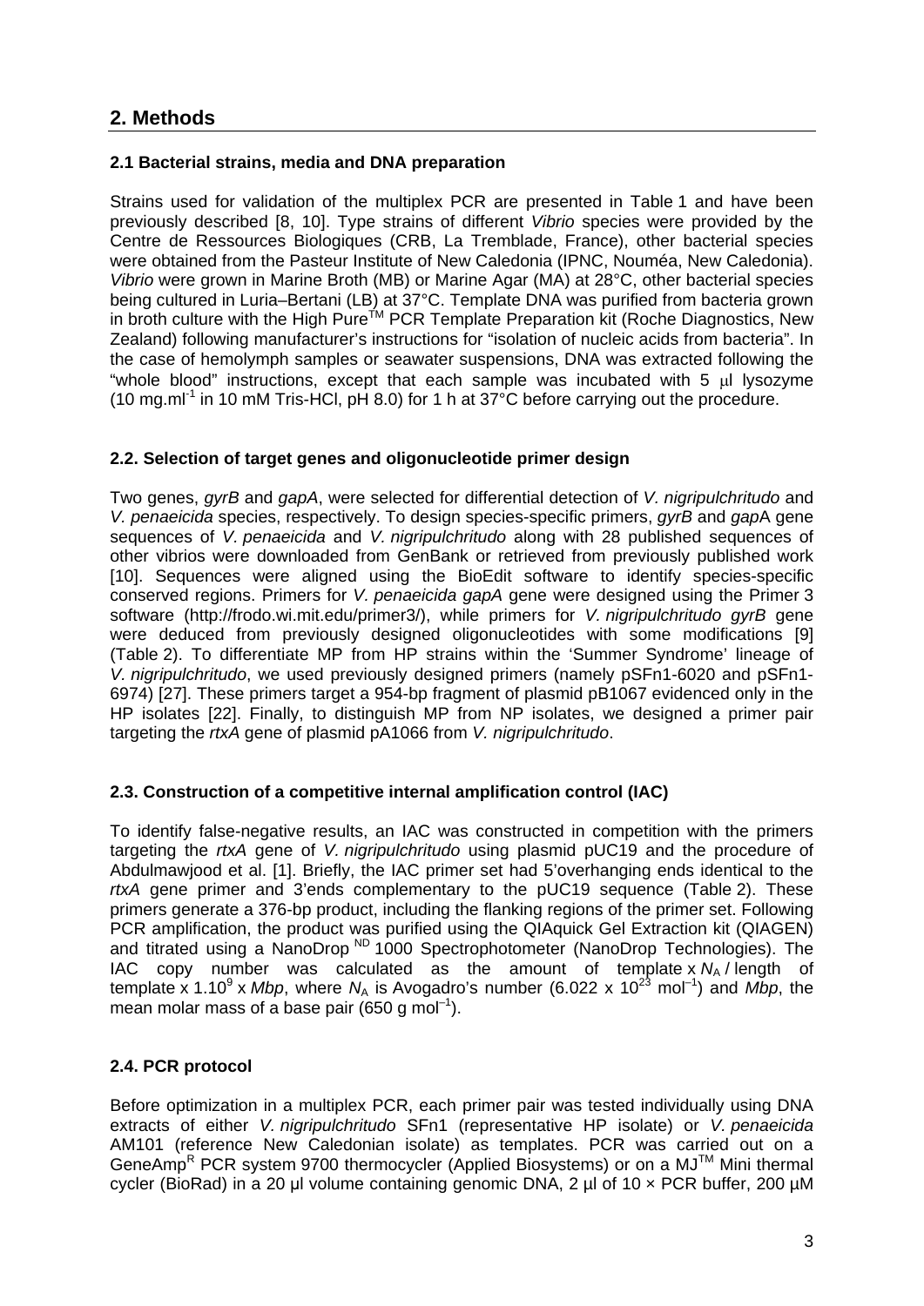## 2. Methods

### 2.1 Bacterial strains, media and DNA preparation

Strains used for validation of the multiplex PCR are presented in Table 1 and have been previously described [8, 10]. Type strains of different *Vibrio* species were provided by the Centre de Ressources Biologiques (CRB, La Tremblade, France), other bacterial species were obtained from the Pasteur Institute of New Caledonia (IPNC, Nouméa, New Caledonia). *Vibrio* were grown in Marine Broth (MB) or Marine Agar (MA) at 28°C, other bacterial species being cultured in Luria–Bertani (LB) at 37°C. Template DNA was purified from bacteria grown in broth culture with the High Pure™ PCR Template Preparation kit (Roche Diagnostics, New Zealand) following manufacturer's instructions for "isolation of nucleic acids from bacteria". In the case of hemolymph samples or seawater suspensions, DNA was extracted following the "whole blood" instructions, except that each sample was incubated with 5 µl lysozyme (10 mg.ml$^{-1}$ in 10 mM Tris-HCl, pH 8.0) for 1 h at 37°C before carrying out the procedure.

### 2.2. Selection of target genes and oligonucleotide primer design

Two genes, *gyrB* and *gapA*, were selected for differential detection of *V. nigripulchritudo* and *V. penaeicida* species, respectively. To design species-specific primers, *gyrB* and *gap*A gene sequences of *V. penaeicida* and *V. nigripulchritudo* along with 28 published sequences of other vibrios were downloaded from GenBank or retrieved from previously published work [10]. Sequences were aligned using the BioEdit software to identify species-specific conserved regions. Primers for *V. penaeicida gapA* gene were designed using the Primer 3 software (http://frodo.wi.mit.edu/primer3/), while primers for *V. nigripulchritudo gyrB* gene were deduced from previously designed oligonucleotides with some modifications [9] (Table 2). To differentiate MP from HP strains within the 'Summer Syndrome' lineage of *V. nigripulchritudo*, we used previously designed primers (namely pSFn1-6020 and pSFn1-6974) [27]. These primers target a 954-bp fragment of plasmid pB1067 evidenced only in the HP isolates [22]. Finally, to distinguish MP from NP isolates, we designed a primer pair targeting the *rtxA* gene of plasmid pA1066 from *V. nigripulchritudo*.

### 2.3. Construction of a competitive internal amplification control (IAC)

To identify false-negative results, an IAC was constructed in competition with the primers targeting the *rtxA* gene of *V. nigripulchritudo* using plasmid pUC19 and the procedure of Abdulmawjood et al. [1]. Briefly, the IAC primer set had 5'overhanging ends identical to the *rtxA* gene primer and 3'ends complementary to the pUC19 sequence (Table 2). These primers generate a 376-bp product, including the flanking regions of the primer set. Following PCR amplification, the product was purified using the QIAquick Gel Extraction kit (QIAGEN) and titrated using a NanoDrop ND 1000 Spectrophotometer (NanoDrop Technologies). The IAC copy number was calculated as the amount of template x $N_A$ / length of template x $1.10^9$ x *Mbp*, where $N_A$ is Avogadro's number ($6.022 \times 10^{23}$ mol$^{-1}$) and *Mbp*, the mean molar mass of a base pair (650 g mol$^{-1}$).

### 2.4. PCR protocol

Before optimization in a multiplex PCR, each primer pair was tested individually using DNA extracts of either *V. nigripulchritudo* SFn1 (representative HP isolate) or *V. penaeicida* AM101 (reference New Caledonian isolate) as templates. PCR was carried out on a GeneAmp® PCR system 9700 thermocycler (Applied Biosystems) or on a MJ™ Mini thermal cycler (BioRad) in a 20 µl volume containing genomic DNA, 2 µl of 10 × PCR buffer, 200 µM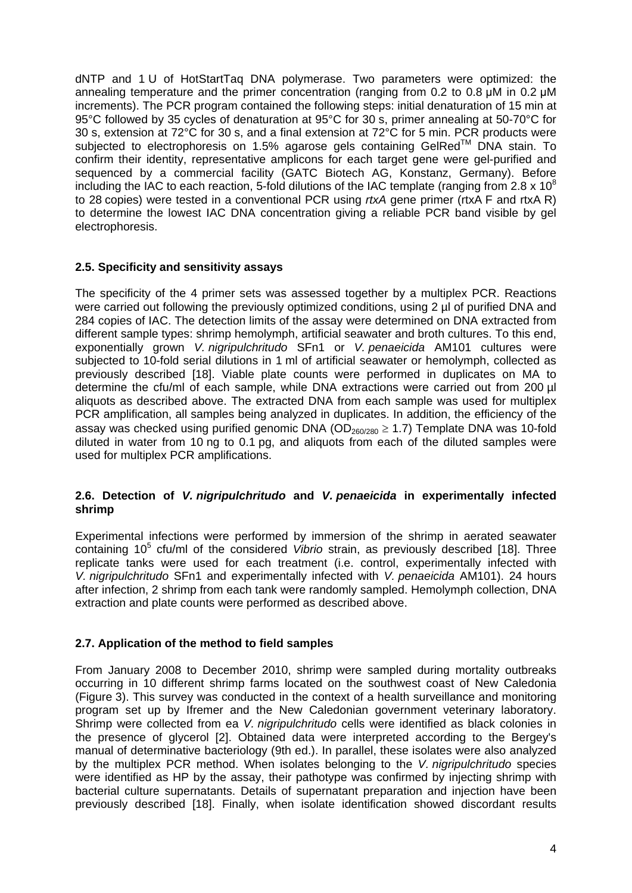dNTP and 1 U of HotStartTaq DNA polymerase. Two parameters were optimized: the annealing temperature and the primer concentration (ranging from 0.2 to 0.8 µM in 0.2 µM increments). The PCR program contained the following steps: initial denaturation of 15 min at 95°C followed by 35 cycles of denaturation at 95°C for 30 s, primer annealing at 50-70°C for 30 s, extension at 72°C for 30 s, and a final extension at 72°C for 5 min. PCR products were subjected to electrophoresis on 1.5% agarose gels containing GelRed™ DNA stain. To confirm their identity, representative amplicons for each target gene were gel-purified and sequenced by a commercial facility (GATC Biotech AG, Konstanz, Germany). Before including the IAC to each reaction, 5-fold dilutions of the IAC template (ranging from 2.8 x $10^8$ to 28 copies) were tested in a conventional PCR using *rtxA* gene primer (rtxA F and rtxA R) to determine the lowest IAC DNA concentration giving a reliable PCR band visible by gel electrophoresis.

### 2.5. Specificity and sensitivity assays

The specificity of the 4 primer sets was assessed together by a multiplex PCR. Reactions were carried out following the previously optimized conditions, using 2 µl of purified DNA and 284 copies of IAC. The detection limits of the assay were determined on DNA extracted from different sample types: shrimp hemolymph, artificial seawater and broth cultures. To this end, exponentially grown *V. nigripulchritudo* SFn1 or *V. penaeicida* AM101 cultures were subjected to 10-fold serial dilutions in 1 ml of artificial seawater or hemolymph, collected as previously described [18]. Viable plate counts were performed in duplicates on MA to determine the cfu/ml of each sample, while DNA extractions were carried out from 200 µl aliquots as described above. The extracted DNA from each sample was used for multiplex PCR amplification, all samples being analyzed in duplicates. In addition, the efficiency of the assay was checked using purified genomic DNA ($OD_{260/280} \geq 1.7$) Template DNA was 10-fold diluted in water from 10 ng to 0.1 pg, and aliquots from each of the diluted samples were used for multiplex PCR amplifications.

### 2.6. Detection of *V. nigripulchritudo* and *V. penaeicida* in experimentally infected shrimp

Experimental infections were performed by immersion of the shrimp in aerated seawater containing $10^5$ cfu/ml of the considered *Vibrio* strain, as previously described [18]. Three replicate tanks were used for each treatment (i.e. control, experimentally infected with *V. nigripulchritudo* SFn1 and experimentally infected with *V. penaeicida* AM101). 24 hours after infection, 2 shrimp from each tank were randomly sampled. Hemolymph collection, DNA extraction and plate counts were performed as described above.

### 2.7. Application of the method to field samples

From January 2008 to December 2010, shrimp were sampled during mortality outbreaks occurring in 10 different shrimp farms located on the southwest coast of New Caledonia (Figure 3). This survey was conducted in the context of a health surveillance and monitoring program set up by Ifremer and the New Caledonian government veterinary laboratory. Shrimp were collected from ea *V. nigripulchritudo* cells were identified as black colonies in the presence of glycerol [2]. Obtained data were interpreted according to the Bergey's manual of determinative bacteriology (9th ed.). In parallel, these isolates were also analyzed by the multiplex PCR method. When isolates belonging to the *V. nigripulchritudo* species were identified as HP by the assay, their pathotype was confirmed by injecting shrimp with bacterial culture supernatants. Details of supernatant preparation and injection have been previously described [18]. Finally, when isolate identification showed discordant results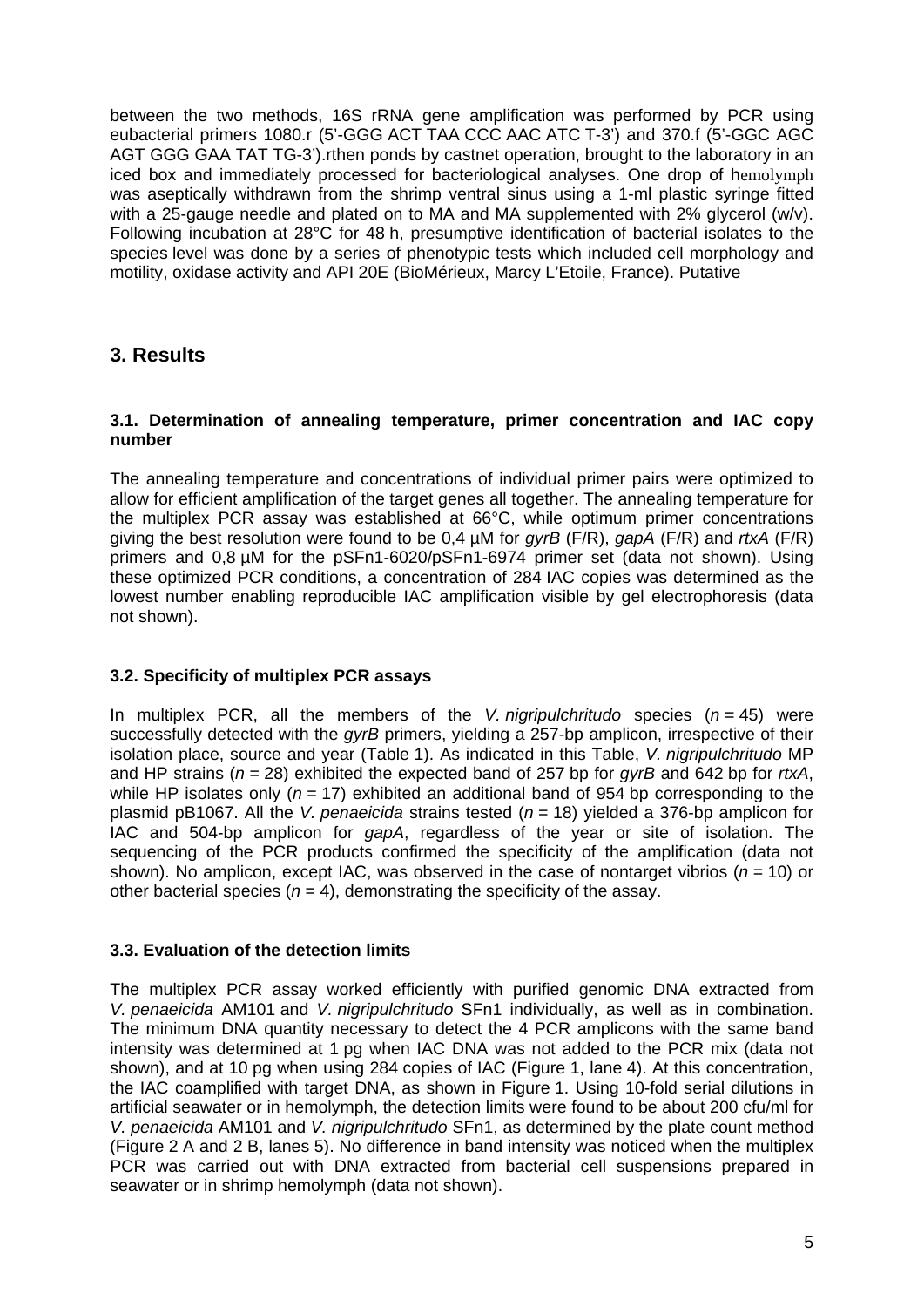between the two methods, 16S rRNA gene amplification was performed by PCR using eubacterial primers 1080.r (5'-GGG ACT TAA CCC AAC ATC T-3') and 370.f (5'-GGC AGC AGT GGG GAA TAT TG-3').rthen ponds by castnet operation, brought to the laboratory in an iced box and immediately processed for bacteriological analyses. One drop of hemolymph was aseptically withdrawn from the shrimp ventral sinus using a 1-ml plastic syringe fitted with a 25-gauge needle and plated on to MA and MA supplemented with 2% glycerol (w/v). Following incubation at 28°C for 48 h, presumptive identification of bacterial isolates to the species level was done by a series of phenotypic tests which included cell morphology and motility, oxidase activity and API 20E (BioMérieux, Marcy L'Etoile, France). Putative

## 3. Results

### 3.1. Determination of annealing temperature, primer concentration and IAC copy number

The annealing temperature and concentrations of individual primer pairs were optimized to allow for efficient amplification of the target genes all together. The annealing temperature for the multiplex PCR assay was established at 66°C, while optimum primer concentrations giving the best resolution were found to be 0,4 µM for *gyrB* (F/R), *gapA* (F/R) and *rtxA* (F/R) primers and 0,8 µM for the pSFn1-6020/pSFn1-6974 primer set (data not shown). Using these optimized PCR conditions, a concentration of 284 IAC copies was determined as the lowest number enabling reproducible IAC amplification visible by gel electrophoresis (data not shown).

### 3.2. Specificity of multiplex PCR assays

In multiplex PCR, all the members of the *V. nigripulchritudo* species ($n = 45$) were successfully detected with the *gyrB* primers, yielding a 257-bp amplicon, irrespective of their isolation place, source and year (Table 1). As indicated in this Table, *V. nigripulchritudo* MP and HP strains ($n = 28$) exhibited the expected band of 257 bp for *gyrB* and 642 bp for *rtxA*, while HP isolates only ($n = 17$) exhibited an additional band of 954 bp corresponding to the plasmid pB1067. All the *V. penaeicida* strains tested ($n = 18$) yielded a 376-bp amplicon for IAC and 504-bp amplicon for *gapA*, regardless of the year or site of isolation. The sequencing of the PCR products confirmed the specificity of the amplification (data not shown). No amplicon, except IAC, was observed in the case of nontarget vibrios ($n = 10$) or other bacterial species ($n = 4$), demonstrating the specificity of the assay.

### 3.3. Evaluation of the detection limits

The multiplex PCR assay worked efficiently with purified genomic DNA extracted from *V. penaeicida* AM101 and *V. nigripulchritudo* SFn1 individually, as well as in combination. The minimum DNA quantity necessary to detect the 4 PCR amplicons with the same band intensity was determined at 1 pg when IAC DNA was not added to the PCR mix (data not shown), and at 10 pg when using 284 copies of IAC (Figure 1, lane 4). At this concentration, the IAC coamplified with target DNA, as shown in Figure 1. Using 10-fold serial dilutions in artificial seawater or in hemolymph, the detection limits were found to be about 200 cfu/ml for *V. penaeicida* AM101 and *V. nigripulchritudo* SFn1, as determined by the plate count method (Figure 2 A and 2 B, lanes 5). No difference in band intensity was noticed when the multiplex PCR was carried out with DNA extracted from bacterial cell suspensions prepared in seawater or in shrimp hemolymph (data not shown).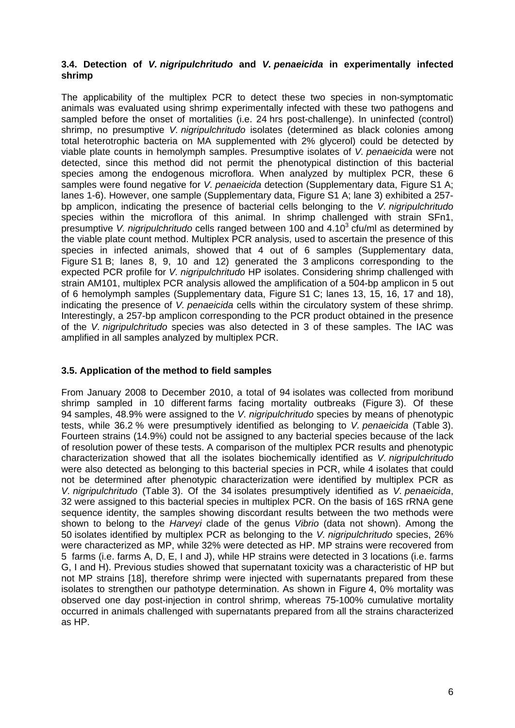### 3.4. Detection of *V. nigripulchritudo* and *V. penaeicida* in experimentally infected shrimp

The applicability of the multiplex PCR to detect these two species in non-symptomatic animals was evaluated using shrimp experimentally infected with these two pathogens and sampled before the onset of mortalities (i.e. 24 hrs post-challenge). In uninfected (control) shrimp, no presumptive *V. nigripulchritudo* isolates (determined as black colonies among total heterotrophic bacteria on MA supplemented with 2% glycerol) could be detected by viable plate counts in hemolymph samples. Presumptive isolates of *V. penaeicida* were not detected, since this method did not permit the phenotypical distinction of this bacterial species among the endogenous microflora. When analyzed by multiplex PCR, these 6 samples were found negative for *V. penaeicida* detection (Supplementary data, Figure S1 A; lanes 1-6). However, one sample (Supplementary data, Figure S1 A; lane 3) exhibited a 257-bp amplicon, indicating the presence of bacterial cells belonging to the *V. nigripulchritudo* species within the microflora of this animal. In shrimp challenged with strain SFn1, presumptive *V. nigripulchritudo* cells ranged between 100 and $4.10^3$ cfu/ml as determined by the viable plate count method. Multiplex PCR analysis, used to ascertain the presence of this species in infected animals, showed that 4 out of 6 samples (Supplementary data, Figure S1 B; lanes 8, 9, 10 and 12) generated the 3 amplicons corresponding to the expected PCR profile for *V. nigripulchritudo* HP isolates. Considering shrimp challenged with strain AM101, multiplex PCR analysis allowed the amplification of a 504-bp amplicon in 5 out of 6 hemolymph samples (Supplementary data, Figure S1 C; lanes 13, 15, 16, 17 and 18), indicating the presence of *V. penaeicida* cells within the circulatory system of these shrimp. Interestingly, a 257-bp amplicon corresponding to the PCR product obtained in the presence of the *V. nigripulchritudo* species was also detected in 3 of these samples. The IAC was amplified in all samples analyzed by multiplex PCR.

### 3.5. Application of the method to field samples

From January 2008 to December 2010, a total of 94 isolates was collected from moribund shrimp sampled in 10 different farms facing mortality outbreaks (Figure 3). Of these 94 samples, 48.9% were assigned to the *V. nigripulchritudo* species by means of phenotypic tests, while 36.2 % were presumptively identified as belonging to *V. penaeicida* (Table 3). Fourteen strains (14.9%) could not be assigned to any bacterial species because of the lack of resolution power of these tests. A comparison of the multiplex PCR results and phenotypic characterization showed that all the isolates biochemically identified as *V. nigripulchritudo* were also detected as belonging to this bacterial species in PCR, while 4 isolates that could not be determined after phenotypic characterization were identified by multiplex PCR as *V. nigripulchritudo* (Table 3). Of the 34 isolates presumptively identified as *V. penaeicida*, 32 were assigned to this bacterial species in multiplex PCR. On the basis of 16S rRNA gene sequence identity, the samples showing discordant results between the two methods were shown to belong to the *Harveyi* clade of the genus *Vibrio* (data not shown). Among the 50 isolates identified by multiplex PCR as belonging to the *V. nigripulchritudo* species, 26% were characterized as MP, while 32% were detected as HP. MP strains were recovered from 5 farms (i.e. farms A, D, E, I and J), while HP strains were detected in 3 locations (i.e. farms G, I and H). Previous studies showed that supernatant toxicity was a characteristic of HP but not MP strains [18], therefore shrimp were injected with supernatants prepared from these isolates to strengthen our pathotype determination. As shown in Figure 4, 0% mortality was observed one day post-injection in control shrimp, whereas 75-100% cumulative mortality occurred in animals challenged with supernatants prepared from all the strains characterized as HP.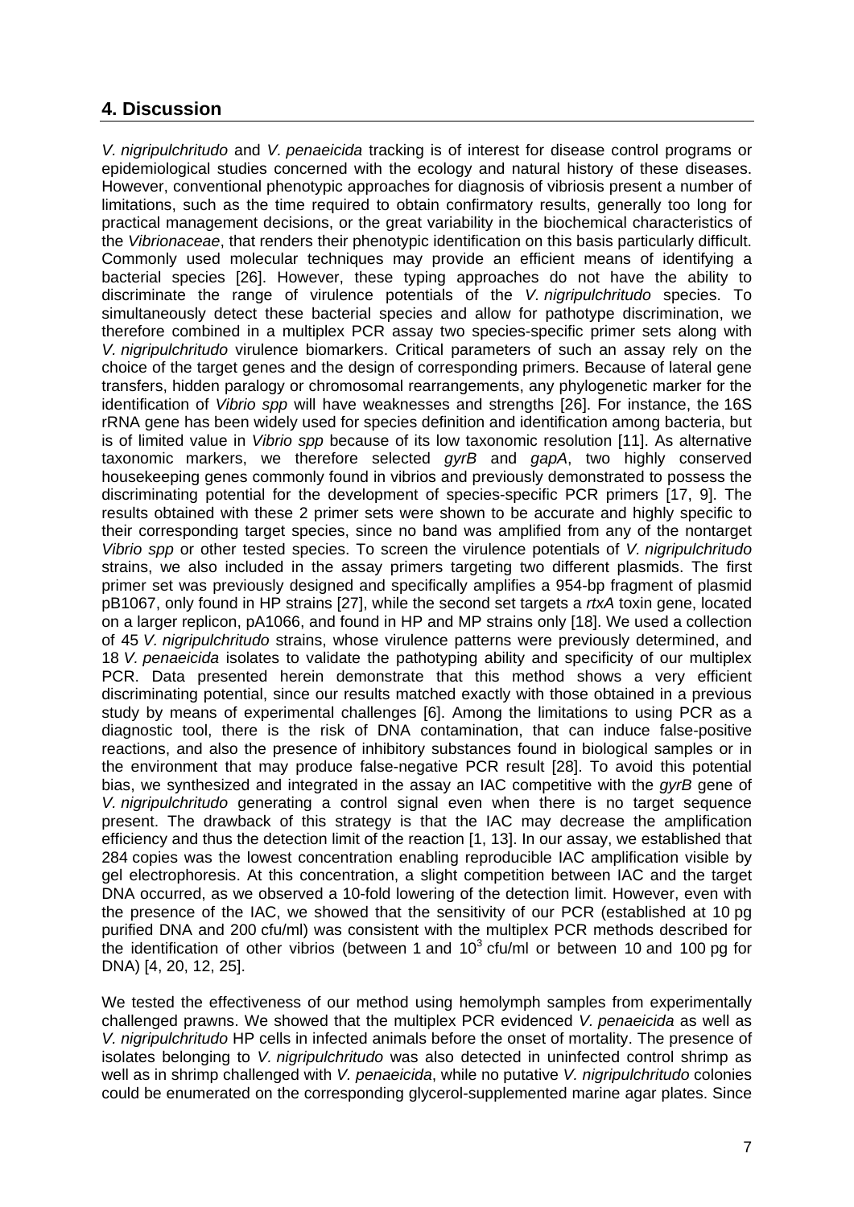## 4. Discussion

*V. nigripulchritudo* and *V. penaeicida* tracking is of interest for disease control programs or epidemiological studies concerned with the ecology and natural history of these diseases. However, conventional phenotypic approaches for diagnosis of vibriosis present a number of limitations, such as the time required to obtain confirmatory results, generally too long for practical management decisions, or the great variability in the biochemical characteristics of the *Vibrionaceae*, that renders their phenotypic identification on this basis particularly difficult. Commonly used molecular techniques may provide an efficient means of identifying a bacterial species [26]. However, these typing approaches do not have the ability to discriminate the range of virulence potentials of the *V. nigripulchritudo* species. To simultaneously detect these bacterial species and allow for pathotype discrimination, we therefore combined in a multiplex PCR assay two species-specific primer sets along with *V. nigripulchritudo* virulence biomarkers. Critical parameters of such an assay rely on the choice of the target genes and the design of corresponding primers. Because of lateral gene transfers, hidden paralogy or chromosomal rearrangements, any phylogenetic marker for the identification of *Vibrio spp* will have weaknesses and strengths [26]. For instance, the 16S rRNA gene has been widely used for species definition and identification among bacteria, but is of limited value in *Vibrio spp* because of its low taxonomic resolution [11]. As alternative taxonomic markers, we therefore selected *gyrB* and *gapA*, two highly conserved housekeeping genes commonly found in vibrios and previously demonstrated to possess the discriminating potential for the development of species-specific PCR primers [17, 9]. The results obtained with these 2 primer sets were shown to be accurate and highly specific to their corresponding target species, since no band was amplified from any of the nontarget *Vibrio spp* or other tested species. To screen the virulence potentials of *V. nigripulchritudo* strains, we also included in the assay primers targeting two different plasmids. The first primer set was previously designed and specifically amplifies a 954-bp fragment of plasmid pB1067, only found in HP strains [27], while the second set targets a *rtxA* toxin gene, located on a larger replicon, pA1066, and found in HP and MP strains only [18]. We used a collection of 45 *V. nigripulchritudo* strains, whose virulence patterns were previously determined, and 18 *V. penaeicida* isolates to validate the pathotyping ability and specificity of our multiplex PCR. Data presented herein demonstrate that this method shows a very efficient discriminating potential, since our results matched exactly with those obtained in a previous study by means of experimental challenges [6]. Among the limitations to using PCR as a diagnostic tool, there is the risk of DNA contamination, that can induce false-positive reactions, and also the presence of inhibitory substances found in biological samples or in the environment that may produce false-negative PCR result [28]. To avoid this potential bias, we synthesized and integrated in the assay an IAC competitive with the *gyrB* gene of *V. nigripulchritudo* generating a control signal even when there is no target sequence present. The drawback of this strategy is that the IAC may decrease the amplification efficiency and thus the detection limit of the reaction [1, 13]. In our assay, we established that 284 copies was the lowest concentration enabling reproducible IAC amplification visible by gel electrophoresis. At this concentration, a slight competition between IAC and the target DNA occurred, as we observed a 10-fold lowering of the detection limit. However, even with the presence of the IAC, we showed that the sensitivity of our PCR (established at 10 pg purified DNA and 200 cfu/ml) was consistent with the multiplex PCR methods described for the identification of other vibrios (between 1 and $10^3$ cfu/ml or between 10 and 100 pg for DNA) [4, 20, 12, 25].

We tested the effectiveness of our method using hemolymph samples from experimentally challenged prawns. We showed that the multiplex PCR evidenced *V. penaeicida* as well as *V. nigripulchritudo* HP cells in infected animals before the onset of mortality. The presence of isolates belonging to *V. nigripulchritudo* was also detected in uninfected control shrimp as well as in shrimp challenged with *V. penaeicida*, while no putative *V. nigripulchritudo* colonies could be enumerated on the corresponding glycerol-supplemented marine agar plates. Since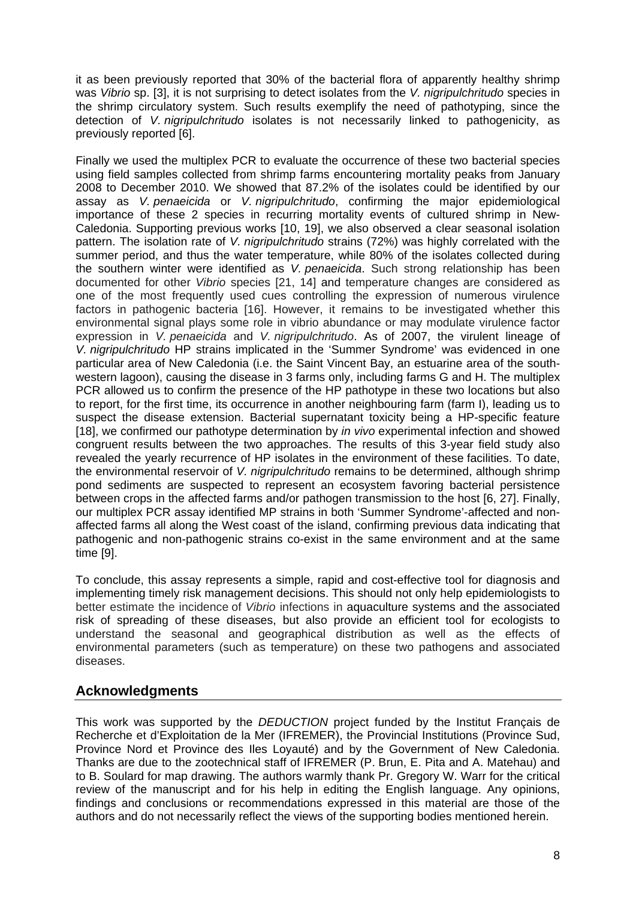it as been previously reported that 30% of the bacterial flora of apparently healthy shrimp was *Vibrio* sp. [3], it is not surprising to detect isolates from the *V. nigripulchritudo* species in the shrimp circulatory system. Such results exemplify the need of pathotyping, since the detection of *V. nigripulchritudo* isolates is not necessarily linked to pathogenicity, as previously reported [6].

Finally we used the multiplex PCR to evaluate the occurrence of these two bacterial species using field samples collected from shrimp farms encountering mortality peaks from January 2008 to December 2010. We showed that 87.2% of the isolates could be identified by our assay as *V. penaeicida* or *V. nigripulchritudo*, confirming the major epidemiological importance of these 2 species in recurring mortality events of cultured shrimp in New-Caledonia. Supporting previous works [10, 19], we also observed a clear seasonal isolation pattern. The isolation rate of *V. nigripulchritudo* strains (72%) was highly correlated with the summer period, and thus the water temperature, while 80% of the isolates collected during the southern winter were identified as *V. penaeicida*. Such strong relationship has been documented for other *Vibrio* species [21, 14] and temperature changes are considered as one of the most frequently used cues controlling the expression of numerous virulence factors in pathogenic bacteria [16]. However, it remains to be investigated whether this environmental signal plays some role in vibrio abundance or may modulate virulence factor expression in *V. penaeicida* and *V. nigripulchritudo*. As of 2007, the virulent lineage of *V. nigripulchritudo* HP strains implicated in the 'Summer Syndrome' was evidenced in one particular area of New Caledonia (i.e. the Saint Vincent Bay, an estuarine area of the south-western lagoon), causing the disease in 3 farms only, including farms G and H. The multiplex PCR allowed us to confirm the presence of the HP pathotype in these two locations but also to report, for the first time, its occurrence in another neighbouring farm (farm I), leading us to suspect the disease extension. Bacterial supernatant toxicity being a HP-specific feature [18], we confirmed our pathotype determination by *in vivo* experimental infection and showed congruent results between the two approaches. The results of this 3-year field study also revealed the yearly recurrence of HP isolates in the environment of these facilities. To date, the environmental reservoir of *V. nigripulchritudo* remains to be determined, although shrimp pond sediments are suspected to represent an ecosystem favoring bacterial persistence between crops in the affected farms and/or pathogen transmission to the host [6, 27]. Finally, our multiplex PCR assay identified MP strains in both 'Summer Syndrome'-affected and non-affected farms all along the West coast of the island, confirming previous data indicating that pathogenic and non-pathogenic strains co-exist in the same environment and at the same time [9].

To conclude, this assay represents a simple, rapid and cost-effective tool for diagnosis and implementing timely risk management decisions. This should not only help epidemiologists to better estimate the incidence of *Vibrio* infections in aquaculture systems and the associated risk of spreading of these diseases, but also provide an efficient tool for ecologists to understand the seasonal and geographical distribution as well as the effects of environmental parameters (such as temperature) on these two pathogens and associated diseases.

## Acknowledgments

This work was supported by the *DEDUCTION* project funded by the Institut Français de Recherche et d'Exploitation de la Mer (IFREMER), the Provincial Institutions (Province Sud, Province Nord et Province des Iles Loyauté) and by the Government of New Caledonia. Thanks are due to the zootechnical staff of IFREMER (P. Brun, E. Pita and A. Matehau) and to B. Soulard for map drawing. The authors warmly thank Pr. Gregory W. Warr for the critical review of the manuscript and for his help in editing the English language. Any opinions, findings and conclusions or recommendations expressed in this material are those of the authors and do not necessarily reflect the views of the supporting bodies mentioned herein.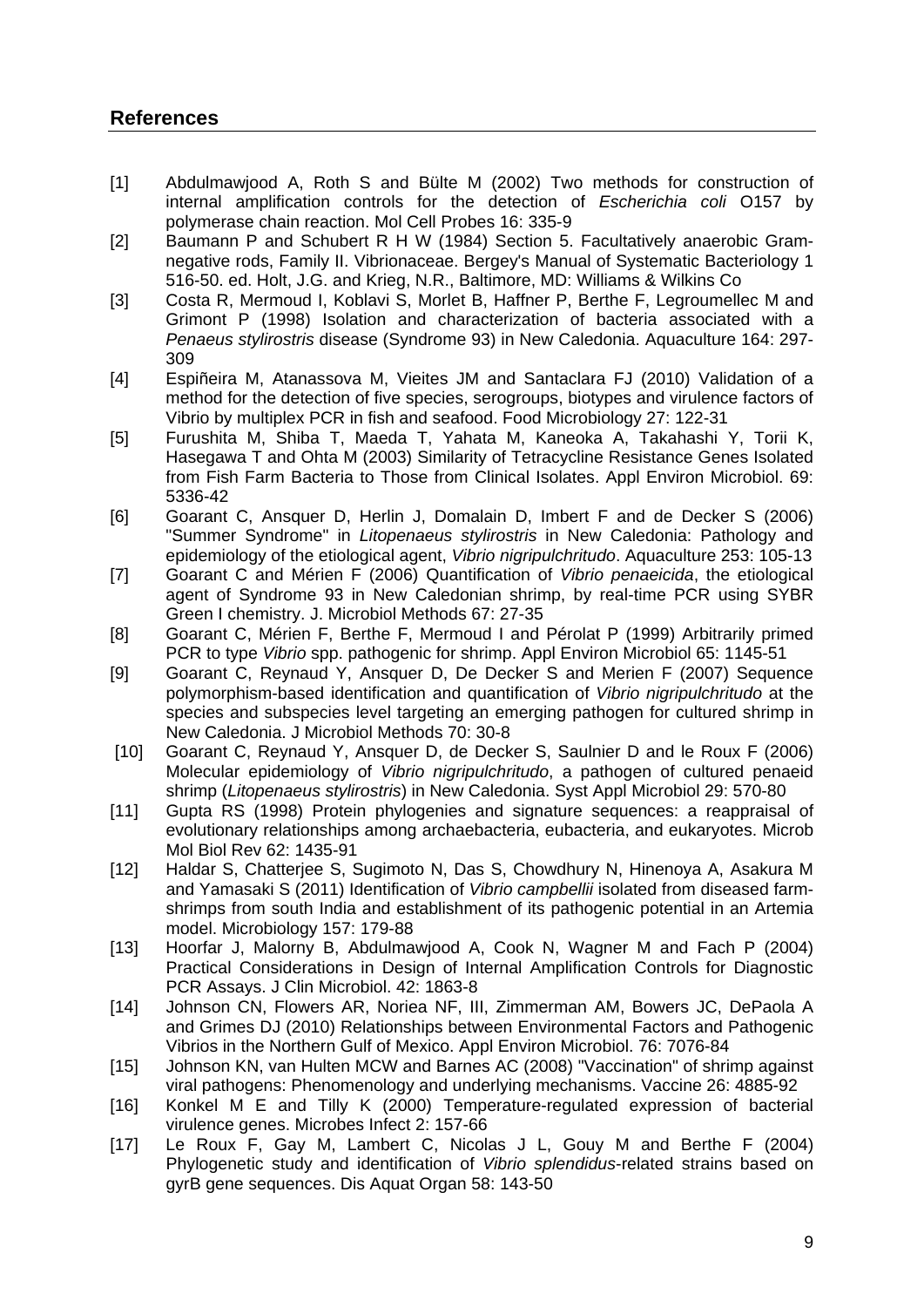## References

[1] Abdulmawjood A, Roth S and Bülte M (2002) Two methods for construction of internal amplification controls for the detection of *Escherichia coli* O157 by polymerase chain reaction. Mol Cell Probes 16: 335-9

[2] Baumann P and Schubert R H W (1984) Section 5. Facultatively anaerobic Gram-negative rods, Family II. Vibrionaceae. Bergey's Manual of Systematic Bacteriology 1 516-50. ed. Holt, J.G. and Krieg, N.R., Baltimore, MD: Williams & Wilkins Co

[3] Costa R, Mermoud I, Koblavi S, Morlet B, Haffner P, Berthe F, Legroumellec M and Grimont P (1998) Isolation and characterization of bacteria associated with a *Penaeus stylirostris* disease (Syndrome 93) in New Caledonia. Aquaculture 164: 297-309

[4] Espiñeira M, Atanassova M, Vieites JM and Santaclara FJ (2010) Validation of a method for the detection of five species, serogroups, biotypes and virulence factors of Vibrio by multiplex PCR in fish and seafood. Food Microbiology 27: 122-31

[5] Furushita M, Shiba T, Maeda T, Yahata M, Kaneoka A, Takahashi Y, Torii K, Hasegawa T and Ohta M (2003) Similarity of Tetracycline Resistance Genes Isolated from Fish Farm Bacteria to Those from Clinical Isolates. Appl Environ Microbiol. 69: 5336-42

[6] Goarant C, Ansquer D, Herlin J, Domalain D, Imbert F and de Decker S (2006) "Summer Syndrome" in *Litopenaeus stylirostris* in New Caledonia: Pathology and epidemiology of the etiological agent, *Vibrio nigripulchritudo*. Aquaculture 253: 105-13

[7] Goarant C and Mérien F (2006) Quantification of *Vibrio penaeicida*, the etiological agent of Syndrome 93 in New Caledonian shrimp, by real-time PCR using SYBR Green I chemistry. J. Microbiol Methods 67: 27-35

[8] Goarant C, Mérien F, Berthe F, Mermoud I and Pérolat P (1999) Arbitrarily primed PCR to type *Vibrio* spp. pathogenic for shrimp. Appl Environ Microbiol 65: 1145-51

[9] Goarant C, Reynaud Y, Ansquer D, De Decker S and Merien F (2007) Sequence polymorphism-based identification and quantification of *Vibrio nigripulchritudo* at the species and subspecies level targeting an emerging pathogen for cultured shrimp in New Caledonia. J Microbiol Methods 70: 30-8

[10] Goarant C, Reynaud Y, Ansquer D, de Decker S, Saulnier D and le Roux F (2006) Molecular epidemiology of *Vibrio nigripulchritudo*, a pathogen of cultured penaeid shrimp (*Litopenaeus stylirostris*) in New Caledonia. Syst Appl Microbiol 29: 570-80

[11] Gupta RS (1998) Protein phylogenies and signature sequences: a reappraisal of evolutionary relationships among archaebacteria, eubacteria, and eukaryotes. Microb Mol Biol Rev 62: 1435-91

[12] Haldar S, Chatterjee S, Sugimoto N, Das S, Chowdhury N, Hinenoya A, Asakura M and Yamasaki S (2011) Identification of *Vibrio campbellii* isolated from diseased farm-shrimps from south India and establishment of its pathogenic potential in an Artemia model. Microbiology 157: 179-88

[13] Hoorfar J, Malorny B, Abdulmawjood A, Cook N, Wagner M and Fach P (2004) Practical Considerations in Design of Internal Amplification Controls for Diagnostic PCR Assays. J Clin Microbiol. 42: 1863-8

[14] Johnson CN, Flowers AR, Noriea NF, III, Zimmerman AM, Bowers JC, DePaola A and Grimes DJ (2010) Relationships between Environmental Factors and Pathogenic Vibrios in the Northern Gulf of Mexico. Appl Environ Microbiol. 76: 7076-84

[15] Johnson KN, van Hulten MCW and Barnes AC (2008) "Vaccination" of shrimp against viral pathogens: Phenomenology and underlying mechanisms. Vaccine 26: 4885-92

[16] Konkel M E and Tilly K (2000) Temperature-regulated expression of bacterial virulence genes. Microbes Infect 2: 157-66

[17] Le Roux F, Gay M, Lambert C, Nicolas J L, Gouy M and Berthe F (2004) Phylogenetic study and identification of *Vibrio splendidus*-related strains based on gyrB gene sequences. Dis Aquat Organ 58: 143-50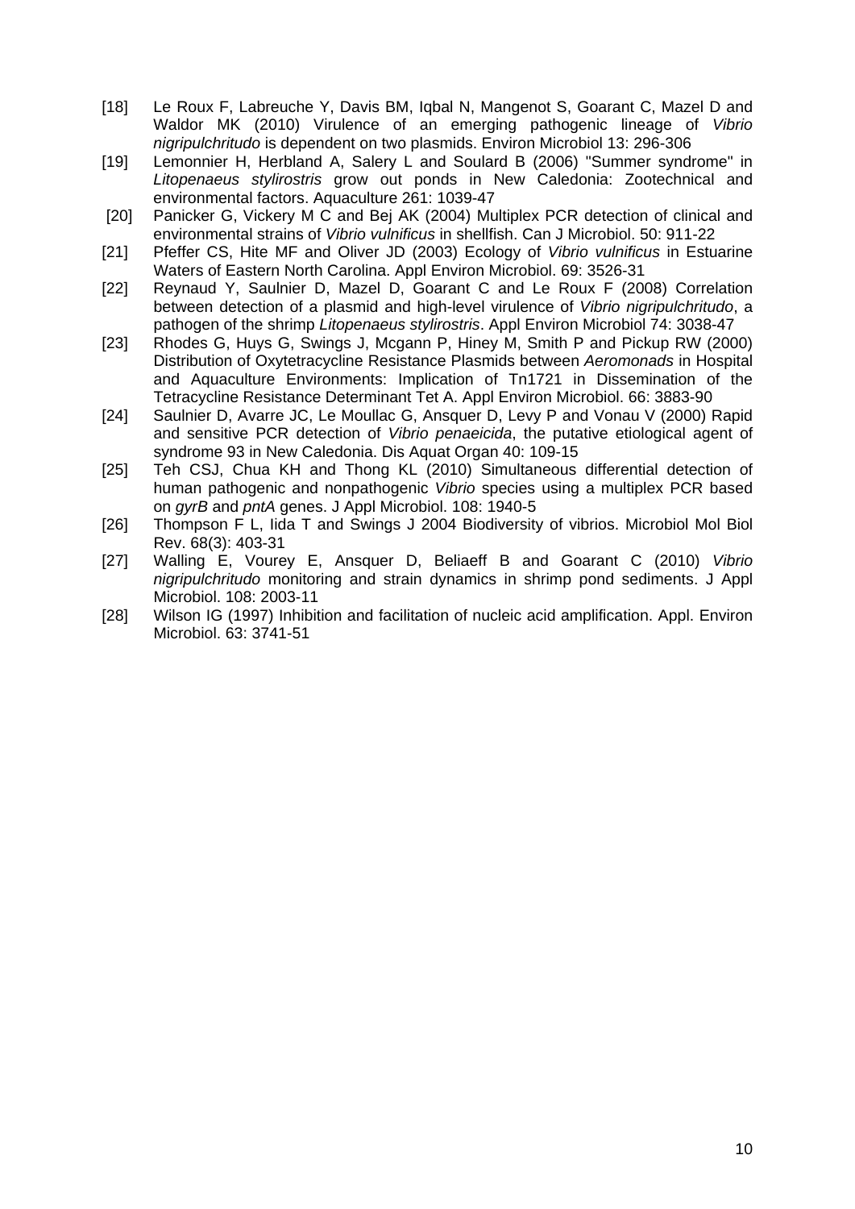[18] Le Roux F, Labreuche Y, Davis BM, Iqbal N, Mangenot S, Goarant C, Mazel D and Waldor MK (2010) Virulence of an emerging pathogenic lineage of *Vibrio nigripulchritudo* is dependent on two plasmids. Environ Microbiol 13: 296-306

[19] Lemonnier H, Herbland A, Salery L and Soulard B (2006) "Summer syndrome" in *Litopenaeus stylirostris* grow out ponds in New Caledonia: Zootechnical and environmental factors. Aquaculture 261: 1039-47

[20] Panicker G, Vickery M C and Bej AK (2004) Multiplex PCR detection of clinical and environmental strains of *Vibrio vulnificus* in shellfish. Can J Microbiol. 50: 911-22

[21] Pfeffer CS, Hite MF and Oliver JD (2003) Ecology of *Vibrio vulnificus* in Estuarine Waters of Eastern North Carolina. Appl Environ Microbiol. 69: 3526-31

[22] Reynaud Y, Saulnier D, Mazel D, Goarant C and Le Roux F (2008) Correlation between detection of a plasmid and high-level virulence of *Vibrio nigripulchritudo*, a pathogen of the shrimp *Litopenaeus stylirostris*. Appl Environ Microbiol 74: 3038-47

[23] Rhodes G, Huys G, Swings J, Mcgann P, Hiney M, Smith P and Pickup RW (2000) Distribution of Oxytetracycline Resistance Plasmids between *Aeromonads* in Hospital and Aquaculture Environments: Implication of Tn1721 in Dissemination of the Tetracycline Resistance Determinant Tet A. Appl Environ Microbiol. 66: 3883-90

[24] Saulnier D, Avarre JC, Le Moullac G, Ansquer D, Levy P and Vonau V (2000) Rapid and sensitive PCR detection of *Vibrio penaeicida*, the putative etiological agent of syndrome 93 in New Caledonia. Dis Aquat Organ 40: 109-15

[25] Teh CSJ, Chua KH and Thong KL (2010) Simultaneous differential detection of human pathogenic and nonpathogenic *Vibrio* species using a multiplex PCR based on *gyrB* and *pntA* genes. J Appl Microbiol. 108: 1940-5

[26] Thompson F L, Iida T and Swings J 2004 Biodiversity of vibrios. Microbiol Mol Biol Rev. 68(3): 403-31

[27] Walling E, Vourey E, Ansquer D, Beliaeff B and Goarant C (2010) *Vibrio nigripulchritudo* monitoring and strain dynamics in shrimp pond sediments. J Appl Microbiol. 108: 2003-11

[28] Wilson IG (1997) Inhibition and facilitation of nucleic acid amplification. Appl. Environ Microbiol. 63: 3741-51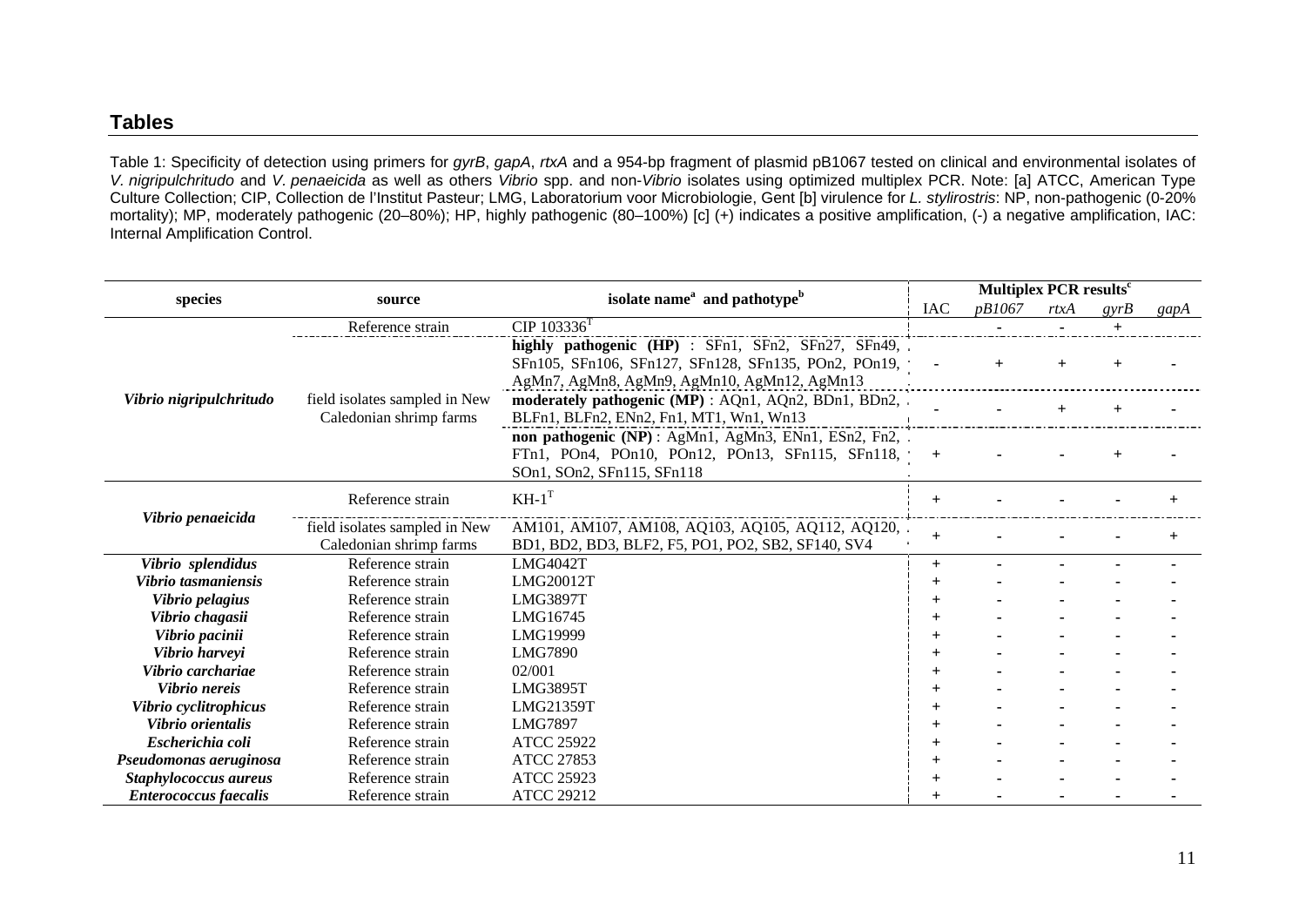## Tables

Table 1: Specificity of detection using primers for *gyrB*, *gapA*, *rtxA* and a 954-bp fragment of plasmid pB1067 tested on clinical and environmental isolates of *V. nigripulchritudo* and *V. penaeicida* as well as others *Vibrio* spp. and non-*Vibrio* isolates using optimized multiplex PCR. Note: [a] ATCC, American Type Culture Collection; CIP, Collection de l'Institut Pasteur; LMG, Laboratorium voor Microbiologie, Gent [b] virulence for *L. stylirostris*: NP, non-pathogenic (0-20% mortality); MP, moderately pathogenic (20–80%); HP, highly pathogenic (80–100%) [c] (+) indicates a positive amplification, (-) a negative amplification, IAC: Internal Amplification Control.

| species | source | isolate name[a] and pathotype[b] | Multiplex PCR results[c] | | | | |
|---|---|---|---|---|---|---|---|
| | | | IAC | *pB1067* | *rtxA* | *gyrB* | *gapA* |
| ***Vibrio nigripulchritudo*** | Reference strain | CIP 103336[T] | | - | - | + | |
| | field isolates sampled in New Caledonian shrimp farms | **highly pathogenic (HP)** : SFn1, SFn2, SFn27, SFn49, SFn105, SFn106, SFn127, SFn128, SFn135, POn2, POn19, AgMn7, AgMn8, AgMn9, AgMn10, AgMn12, AgMn13 | - | + | + | + | - |
| | | **moderately pathogenic (MP)** : AQn1, AQn2, BDn1, BDn2, BLFn1, BLFn2, ENn2, Fn1, MT1, Wn1, Wn13 | - | - | + | + | - |
| | | **non pathogenic (NP)** : AgMn1, AgMn3, ENn1, ESn2, Fn2, FTn1, POn4, POn10, POn12, POn13, SFn115, SFn118, SOn1, SOn2, SFn115, SFn118 | + | - | - | + | - |
| ***Vibrio penaeicida*** | Reference strain | KH-1[T] | + | - | - | - | + |
| | field isolates sampled in New Caledonian shrimp farms | AM101, AM107, AM108, AQ103, AQ105, AQ112, AQ120, BD1, BD2, BD3, BLF2, F5, PO1, PO2, SB2, SF140, SV4 | + | - | - | - | + |
| ***Vibrio splendidus*** | Reference strain | LMG4042T | + | - | - | - | - |
| ***Vibrio tasmaniensis*** | Reference strain | LMG20012T | + | - | - | - | - |
| ***Vibrio pelagius*** | Reference strain | LMG3897T | + | - | - | - | - |
| ***Vibrio chagasii*** | Reference strain | LMG16745 | + | - | - | - | - |
| ***Vibrio pacinii*** | Reference strain | LMG19999 | + | - | - | - | - |
| ***Vibrio harveyi*** | Reference strain | LMG7890 | + | - | - | - | - |
| ***Vibrio carchariae*** | Reference strain | 02/001 | + | - | - | - | - |
| ***Vibrio nereis*** | Reference strain | LMG3895T | + | - | - | - | - |
| ***Vibrio cyclitrophicus*** | Reference strain | LMG21359T | + | - | - | - | - |
| ***Vibrio orientalis*** | Reference strain | LMG7897 | + | - | - | - | - |
| ***Escherichia coli*** | Reference strain | ATCC 25922 | + | - | - | - | - |
| ***Pseudomonas aeruginosa*** | Reference strain | ATCC 27853 | + | - | - | - | - |
| ***Staphylococcus aureus*** | Reference strain | ATCC 25923 | + | - | - | - | - |
| ***Enterococcus faecalis*** | Reference strain | ATCC 29212 | + | - | - | - | - |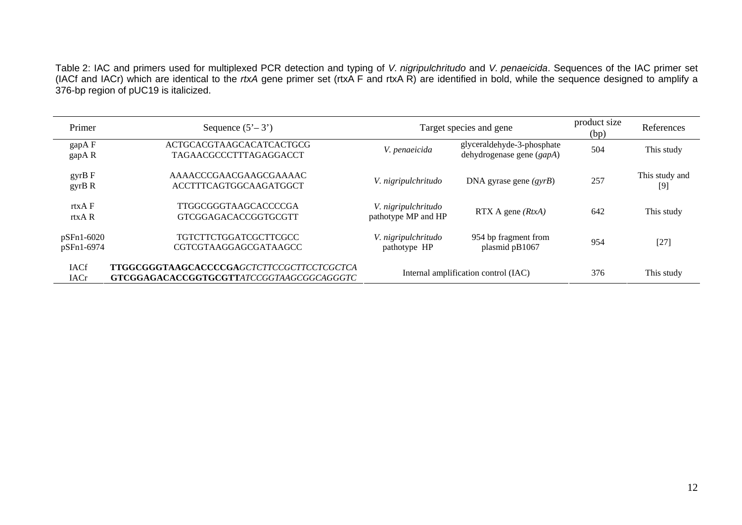Table 2: IAC and primers used for multiplexed PCR detection and typing of *V. nigripulchritudo* and *V. penaeicida*. Sequences of the IAC primer set (IACf and IACr) which are identical to the *rtxA* gene primer set (rtxA F and rtxA R) are identified in bold, while the sequence designed to amplify a 376-bp region of pUC19 is italicized.

| Primer | Sequence (5'– 3') | Target species and gene | | product size (bp) | References |
|---|---|---|---|---|---|
| gapA F<br>gapA R | ACTGCACGTAAGCACATCACTGCG<br>TAGAACGCCCTTTAGAGGACCT | *V. penaeicida* | glyceraldehyde-3-phosphate dehydrogenase gene (*gapA*) | 504 | This study |
| gyrB F<br>gyrB R | AAAACCCGAACGAAGCGAAAAC<br>ACCTTTCAGTGGCAAGATGGCT | *V. nigripulchritudo* | DNA gyrase gene (*gyrB*) | 257 | This study and [9] |
| rtxA F<br>rtxA R | TTGGCGGGTAAGCACCCCGA<br>GTCGGAGACACCGGTGCGTT | *V. nigripulchritudo* pathotype MP and HP | RTX A gene *(RtxA)* | 642 | This study |
| pSFn1-6020<br>pSFn1-6974 | TGTCTTCTGGATCGCTTCGCC<br>CGTCGTAAGGAGCGATAAGCC | *V. nigripulchritudo* pathotype HP | 954 bp fragment from plasmid pB1067 | 954 | [27] |
| IACf<br>IACr | **TTGGCGGGTAAGCACCCCGA***GCTCTTCCGCTTCCTCGCTCA*<br>**GTCGGAGACACCGGTGCGTT***ATCCGGTAAGCGGCAGGGTC* | Internal amplification control (IAC) | | 376 | This study |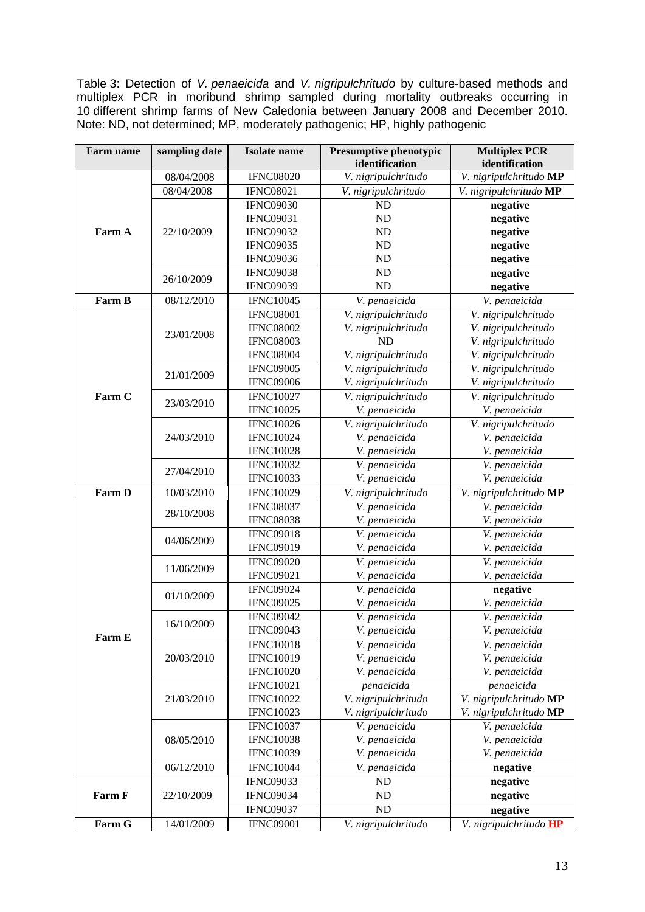Table 3: Detection of *V. penaeicida* and *V. nigripulchritudo* by culture-based methods and multiplex PCR in moribund shrimp sampled during mortality outbreaks occurring in 10 different shrimp farms of New Caledonia between January 2008 and December 2010. Note: ND, not determined; MP, moderately pathogenic; HP, highly pathogenic

| Farm name | sampling date | Isolate name | Presumptive phenotypic identification | Multiplex PCR identification |
|---|---|---|---|---|
| Farm A | 08/04/2008 | IFNC08020 | *V. nigripulchritudo* | *V. nigripulchritudo* **MP** |
| | 08/04/2008 | IFNC08021 | *V. nigripulchritudo* | *V. nigripulchritudo* **MP** |
| | 22/10/2009 | IFNC09030 | ND | **negative** |
| | | IFNC09031 | ND | **negative** |
| | | IFNC09032 | ND | **negative** |
| | | IFNC09035 | ND | **negative** |
| | | IFNC09036 | ND | **negative** |
| | 26/10/2009 | IFNC09038 | ND | **negative** |
| | | IFNC09039 | ND | **negative** |
| Farm B | 08/12/2010 | IFNC10045 | *V. penaeicida* | *V. penaeicida* |
| Farm C | 23/01/2008 | IFNC08001 | *V. nigripulchritudo* | *V. nigripulchritudo* |
| | | IFNC08002 | *V. nigripulchritudo* | *V. nigripulchritudo* |
| | | IFNC08003 | ND | *V. nigripulchritudo* |
| | | IFNC08004 | *V. nigripulchritudo* | *V. nigripulchritudo* |
| | 21/01/2009 | IFNC09005 | *V. nigripulchritudo* | *V. nigripulchritudo* |
| | | IFNC09006 | *V. nigripulchritudo* | *V. nigripulchritudo* |
| | 23/03/2010 | IFNC10027 | *V. nigripulchritudo* | *V. nigripulchritudo* |
| | | IFNC10025 | *V. penaeicida* | *V. penaeicida* |
| | 24/03/2010 | IFNC10026 | *V. nigripulchritudo* | *V. nigripulchritudo* |
| | | IFNC10024 | *V. penaeicida* | *V. penaeicida* |
| | | IFNC10028 | *V. penaeicida* | *V. penaeicida* |
| | 27/04/2010 | IFNC10032 | *V. penaeicida* | *V. penaeicida* |
| | | IFNC10033 | *V. penaeicida* | *V. penaeicida* |
| Farm D | 10/03/2010 | IFNC10029 | *V. nigripulchritudo* | *V. nigripulchritudo* **MP** |
| Farm E | 28/10/2008 | IFNC08037 | *V. penaeicida* | *V. penaeicida* |
| | | IFNC08038 | *V. penaeicida* | *V. penaeicida* |
| | 04/06/2009 | IFNC09018 | *V. penaeicida* | *V. penaeicida* |
| | | IFNC09019 | *V. penaeicida* | *V. penaeicida* |
| | 11/06/2009 | IFNC09020 | *V. penaeicida* | *V. penaeicida* |
| | | IFNC09021 | *V. penaeicida* | *V. penaeicida* |
| | 01/10/2009 | IFNC09024 | *V. penaeicida* | **negative** |
| | | IFNC09025 | *V. penaeicida* | *V. penaeicida* |
| | 16/10/2009 | IFNC09042 | *V. penaeicida* | *V. penaeicida* |
| | | IFNC09043 | *V. penaeicida* | *V. penaeicida* |
| | 20/03/2010 | IFNC10018 | *V. penaeicida* | *V. penaeicida* |
| | | IFNC10019 | *V. penaeicida* | *V. penaeicida* |
| | | IFNC10020 | *V. penaeicida* | *V. penaeicida* |
| | 21/03/2010 | IFNC10021 | *penaeicida* | *penaeicida* |
| | | IFNC10022 | *V. nigripulchritudo* | *V. nigripulchritudo* **MP** |
| | | IFNC10023 | *V. nigripulchritudo* | *V. nigripulchritudo* **MP** |
| | 08/05/2010 | IFNC10037 | *V. penaeicida* | *V. penaeicida* |
| | | IFNC10038 | *V. penaeicida* | *V. penaeicida* |
| | | IFNC10039 | *V. penaeicida* | *V. penaeicida* |
| | 06/12/2010 | IFNC10044 | *V. penaeicida* | **negative** |
| Farm F | 22/10/2009 | IFNC09033 | ND | **negative** |
| | | IFNC09034 | ND | **negative** |
| | | IFNC09037 | ND | **negative** |
| Farm G | 14/01/2009 | IFNC09001 | *V. nigripulchritudo* | *V. nigripulchritudo* **HP** |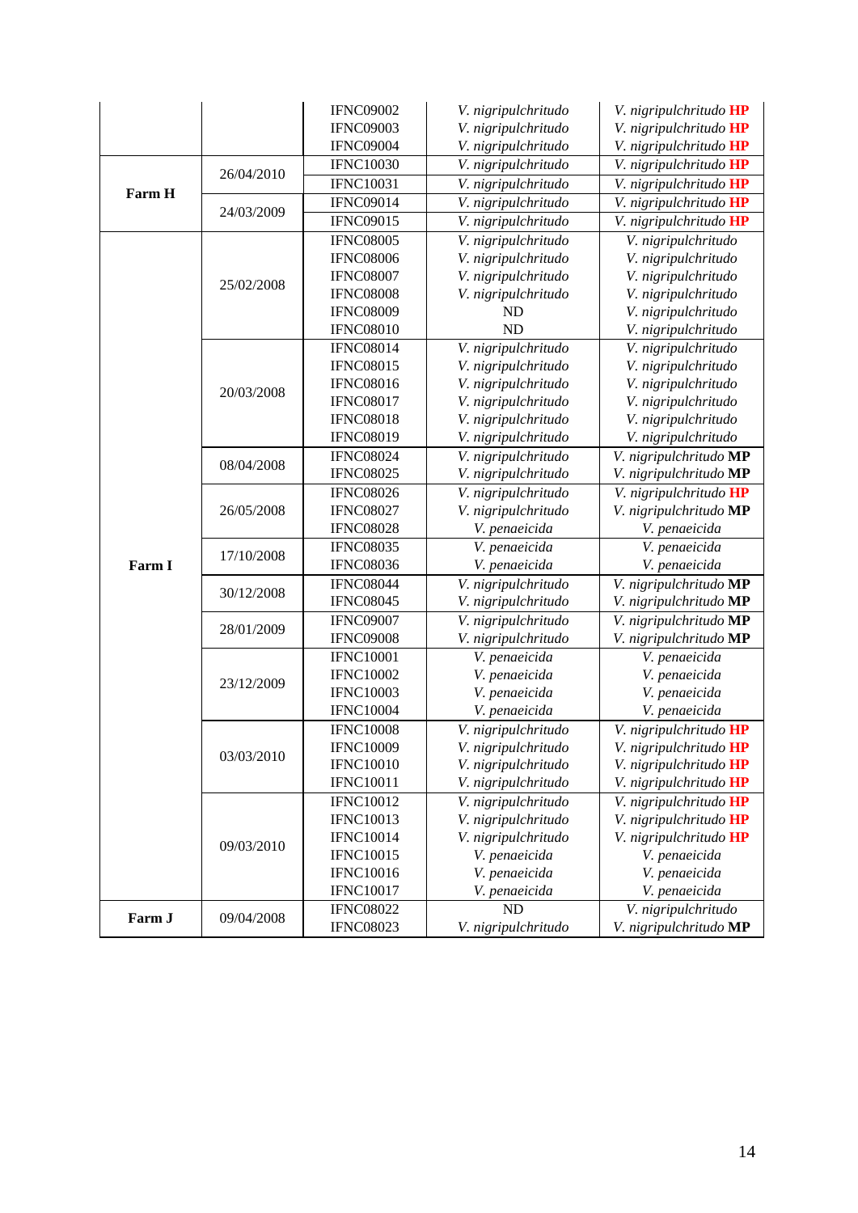| | | | | |
|---|---|---|---|---|
| | | IFNC09002 | *V. nigripulchritudo* | *V. nigripulchritudo* **HP** |
| | | IFNC09003 | *V. nigripulchritudo* | *V. nigripulchritudo* **HP** |
| | | IFNC09004 | *V. nigripulchritudo* | *V. nigripulchritudo* **HP** |
| **Farm H** | 26/04/2010 | IFNC10030 | *V. nigripulchritudo* | *V. nigripulchritudo* **HP** |
| | | IFNC10031 | *V. nigripulchritudo* | *V. nigripulchritudo* **HP** |
| | 24/03/2009 | IFNC09014 | *V. nigripulchritudo* | *V. nigripulchritudo* **HP** |
| | | IFNC09015 | *V. nigripulchritudo* | *V. nigripulchritudo* **HP** |
| **Farm I** | 25/02/2008 | IFNC08005 | *V. nigripulchritudo* | *V. nigripulchritudo* |
| | | IFNC08006 | *V. nigripulchritudo* | *V. nigripulchritudo* |
| | | IFNC08007 | *V. nigripulchritudo* | *V. nigripulchritudo* |
| | | IFNC08008 | *V. nigripulchritudo* | *V. nigripulchritudo* |
| | | IFNC08009 | ND | *V. nigripulchritudo* |
| | | IFNC08010 | ND | *V. nigripulchritudo* |
| | 20/03/2008 | IFNC08014 | *V. nigripulchritudo* | *V. nigripulchritudo* |
| | | IFNC08015 | *V. nigripulchritudo* | *V. nigripulchritudo* |
| | | IFNC08016 | *V. nigripulchritudo* | *V. nigripulchritudo* |
| | | IFNC08017 | *V. nigripulchritudo* | *V. nigripulchritudo* |
| | | IFNC08018 | *V. nigripulchritudo* | *V. nigripulchritudo* |
| | | IFNC08019 | *V. nigripulchritudo* | *V. nigripulchritudo* |
| | 08/04/2008 | IFNC08024 | *V. nigripulchritudo* | *V. nigripulchritudo* **MP** |
| | | IFNC08025 | *V. nigripulchritudo* | *V. nigripulchritudo* **MP** |
| | 26/05/2008 | IFNC08026 | *V. nigripulchritudo* | *V. nigripulchritudo* **HP** |
| | | IFNC08027 | *V. nigripulchritudo* | *V. nigripulchritudo* **MP** |
| | | IFNC08028 | *V. penaeicida* | *V. penaeicida* |
| | 17/10/2008 | IFNC08035 | *V. penaeicida* | *V. penaeicida* |
| | | IFNC08036 | *V. penaeicida* | *V. penaeicida* |
| | 30/12/2008 | IFNC08044 | *V. nigripulchritudo* | *V. nigripulchritudo* **MP** |
| | | IFNC08045 | *V. nigripulchritudo* | *V. nigripulchritudo* **MP** |
| | 28/01/2009 | IFNC09007 | *V. nigripulchritudo* | *V. nigripulchritudo* **MP** |
| | | IFNC09008 | *V. nigripulchritudo* | *V. nigripulchritudo* **MP** |
| | 23/12/2009 | IFNC10001 | *V. penaeicida* | *V. penaeicida* |
| | | IFNC10002 | *V. penaeicida* | *V. penaeicida* |
| | | IFNC10003 | *V. penaeicida* | *V. penaeicida* |
| | | IFNC10004 | *V. penaeicida* | *V. penaeicida* |
| | 03/03/2010 | IFNC10008 | *V. nigripulchritudo* | *V. nigripulchritudo* **HP** |
| | | IFNC10009 | *V. nigripulchritudo* | *V. nigripulchritudo* **HP** |
| | | IFNC10010 | *V. nigripulchritudo* | *V. nigripulchritudo* **HP** |
| | | IFNC10011 | *V. nigripulchritudo* | *V. nigripulchritudo* **HP** |
| | 09/03/2010 | IFNC10012 | *V. nigripulchritudo* | *V. nigripulchritudo* **HP** |
| | | IFNC10013 | *V. nigripulchritudo* | *V. nigripulchritudo* **HP** |
| | | IFNC10014 | *V. nigripulchritudo* | *V. nigripulchritudo* **HP** |
| | | IFNC10015 | *V. penaeicida* | *V. penaeicida* |
| | | IFNC10016 | *V. penaeicida* | *V. penaeicida* |
| | | IFNC10017 | *V. penaeicida* | *V. penaeicida* |
| **Farm J** | 09/04/2008 | IFNC08022 | ND | *V. nigripulchritudo* |
| | | IFNC08023 | *V. nigripulchritudo* | *V. nigripulchritudo* **MP** |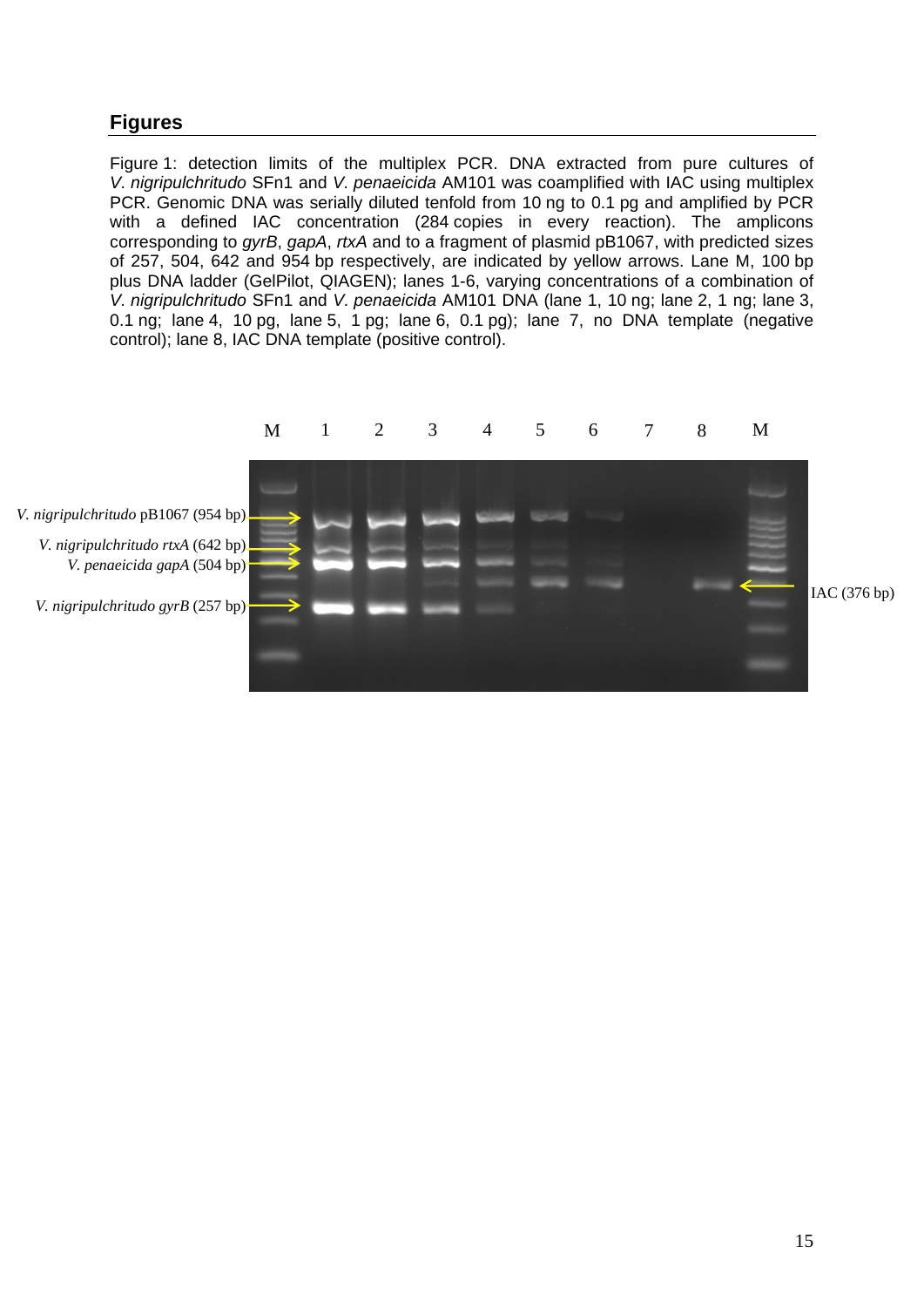## Figures

Figure 1: detection limits of the multiplex PCR. DNA extracted from pure cultures of *V. nigripulchritudo* SFn1 and *V. penaeicida* AM101 was coamplified with IAC using multiplex PCR. Genomic DNA was serially diluted tenfold from 10 ng to 0.1 pg and amplified by PCR with a defined IAC concentration (284 copies in every reaction). The amplicons corresponding to *gyrB*, *gapA*, *rtxA* and to a fragment of plasmid pB1067, with predicted sizes of 257, 504, 642 and 954 bp respectively, are indicated by yellow arrows. Lane M, 100 bp plus DNA ladder (GelPilot, QIAGEN); lanes 1-6, varying concentrations of a combination of *V. nigripulchritudo* SFn1 and *V. penaeicida* AM101 DNA (lane 1, 10 ng; lane 2, 1 ng; lane 3, 0.1 ng; lane 4, 10 pg, lane 5, 1 pg; lane 6, 0.1 pg); lane 7, no DNA template (negative control); lane 8, IAC DNA template (positive control).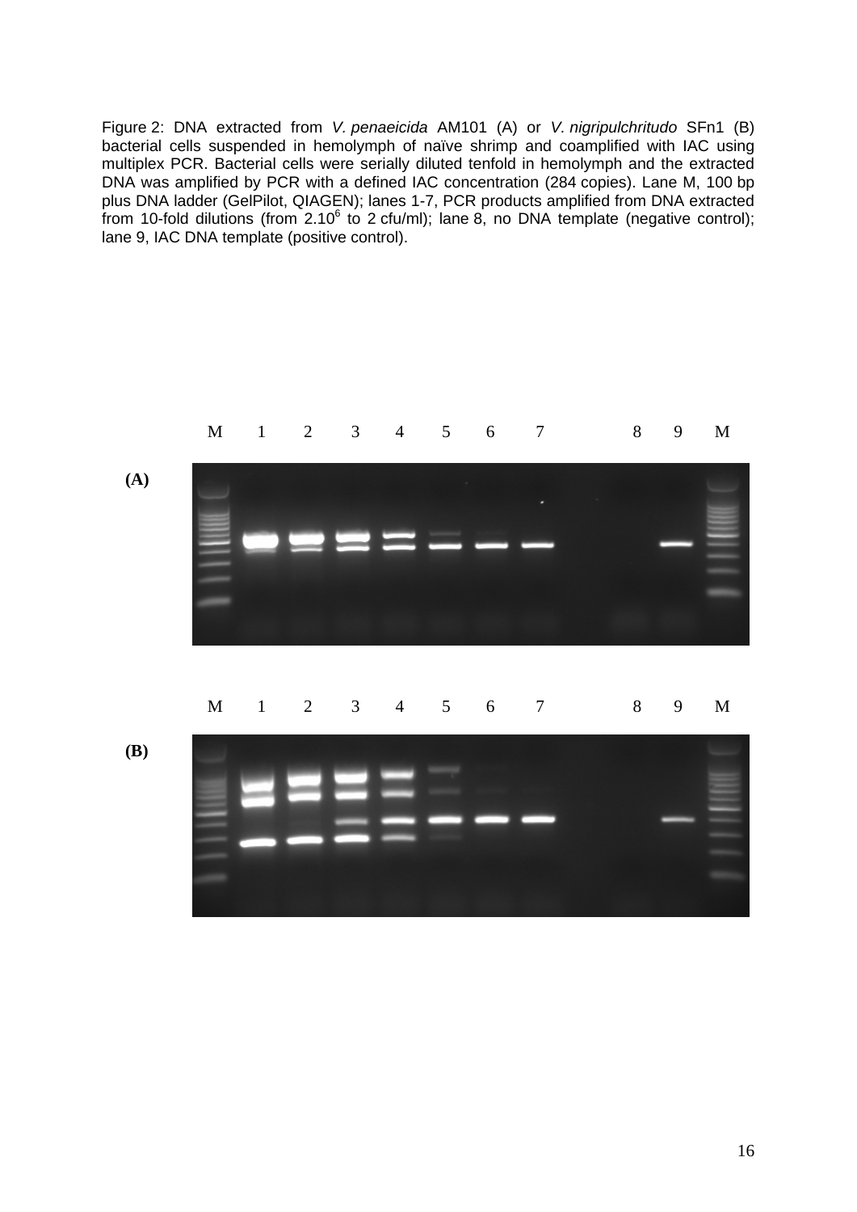Figure 2: DNA extracted from *V. penaeicida* AM101 (A) or *V. nigripulchritudo* SFn1 (B) bacterial cells suspended in hemolymph of naïve shrimp and coamplified with IAC using multiplex PCR. Bacterial cells were serially diluted tenfold in hemolymph and the extracted DNA was amplified by PCR with a defined IAC concentration (284 copies). Lane M, 100 bp plus DNA ladder (GelPilot, QIAGEN); lanes 1-7, PCR products amplified from DNA extracted from 10-fold dilutions (from $2.10^6$ to 2 cfu/ml); lane 8, no DNA template (negative control); lane 9, IAC DNA template (positive control).

M 1 2 3 4 5 6 7 8 9 M

**(A)**

M 1 2 3 4 5 6 7 8 9 M

**(B)**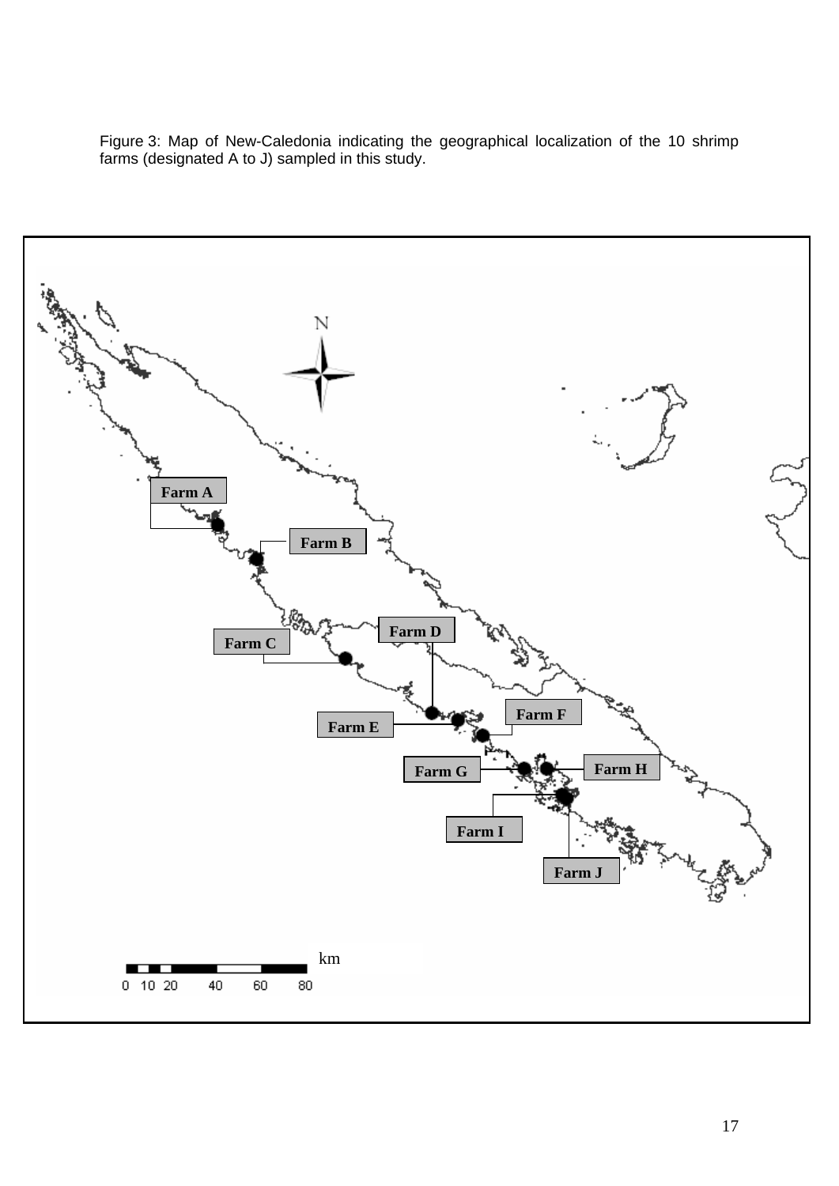Figure 3: Map of New-Caledonia indicating the geographical localization of the 10 shrimp farms (designated A to J) sampled in this study.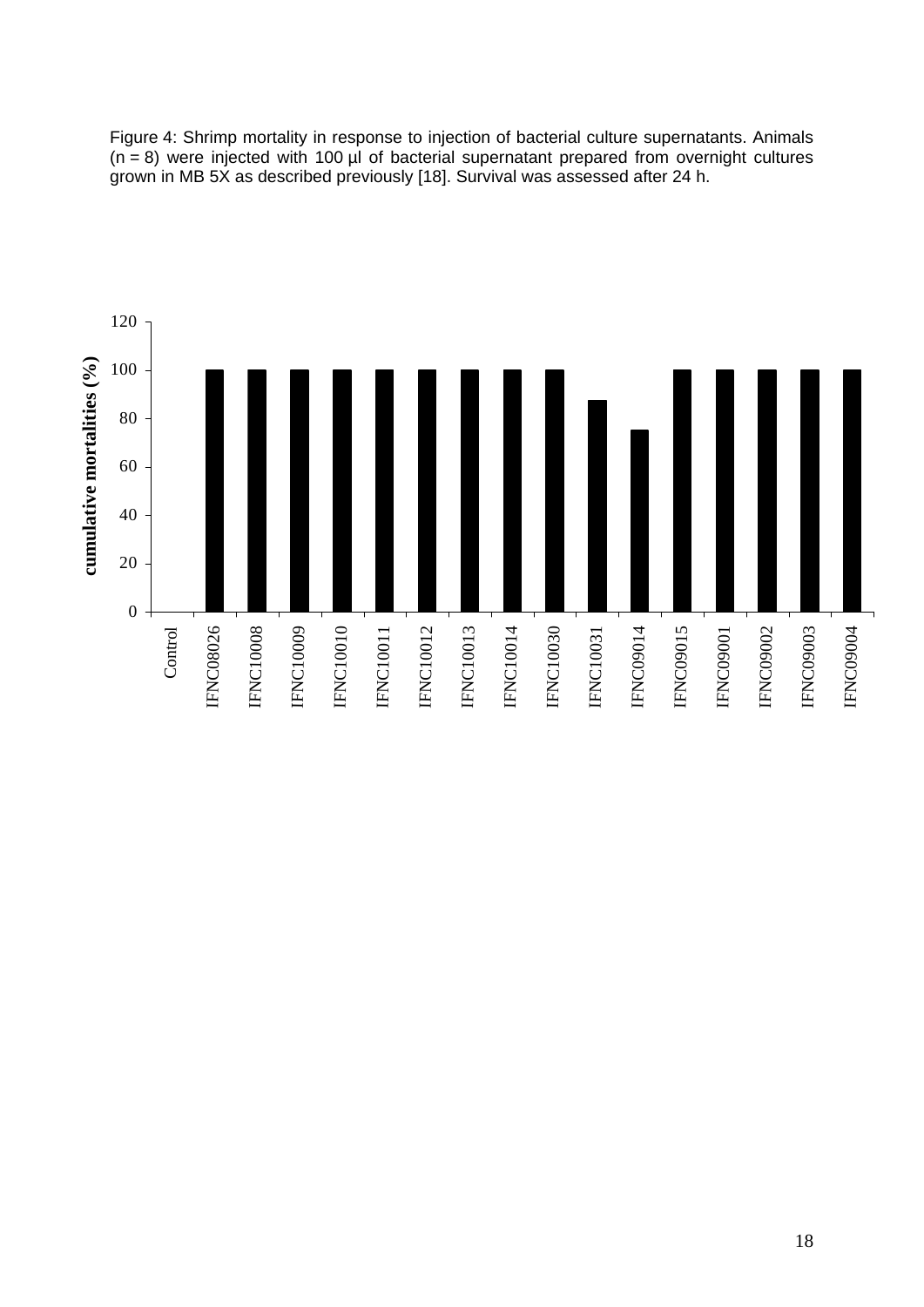Figure 4: Shrimp mortality in response to injection of bacterial culture supernatants. Animals (n = 8) were injected with 100 µl of bacterial supernatant prepared from overnight cultures grown in MB 5X as described previously [18]. Survival was assessed after 24 h.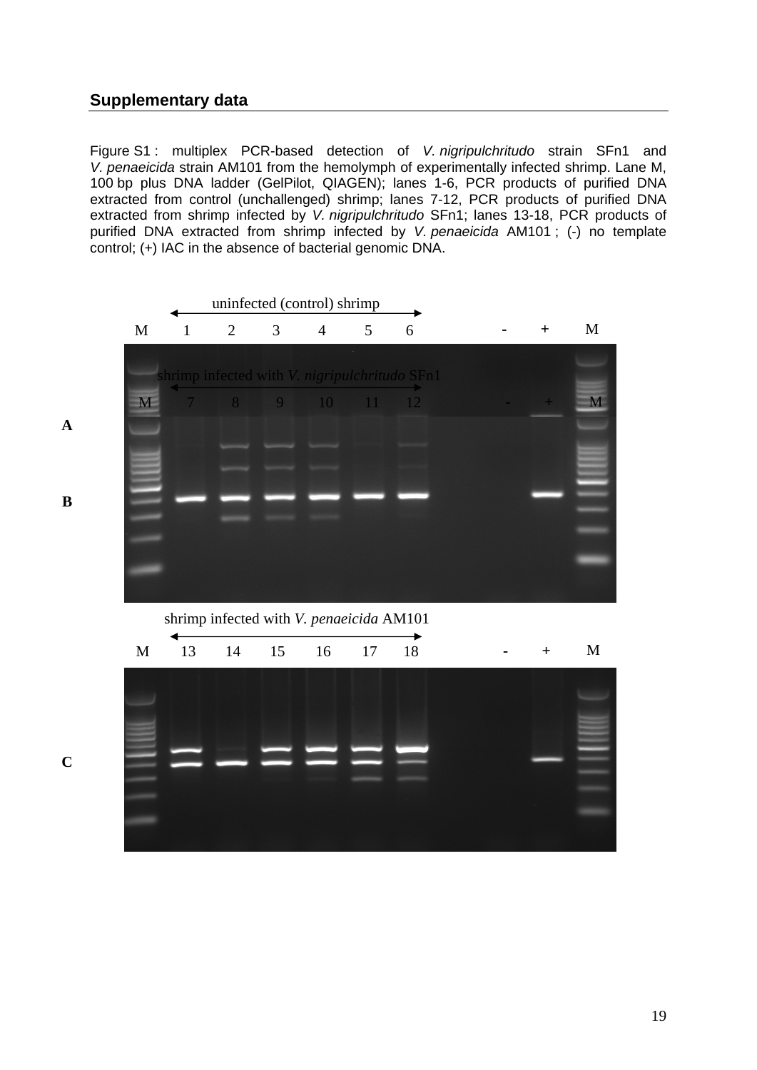## Supplementary data

Figure S1 : multiplex PCR-based detection of *V. nigripulchritudo* strain SFn1 and *V. penaeicida* strain AM101 from the hemolymph of experimentally infected shrimp. Lane M, 100 bp plus DNA ladder (GelPilot, QIAGEN); lanes 1-6, PCR products of purified DNA extracted from control (unchallenged) shrimp; lanes 7-12, PCR products of purified DNA extracted from shrimp infected by *V. nigripulchritudo* SFn1; lanes 13-18, PCR products of purified DNA extracted from shrimp infected by *V. penaeicida* AM101 ; (-) no template control; (+) IAC in the absence of bacterial genomic DNA.

uninfected (control) shrimp

M 1 2 3 4 5 6 - + M

shrimp infected with *V. nigripulchritudo* SFn1

M 7 8 9 10 11 12 - + M

A

B

shrimp infected with *V. penaeicida* AM101

M 13 14 15 16 17 18 - + M

C